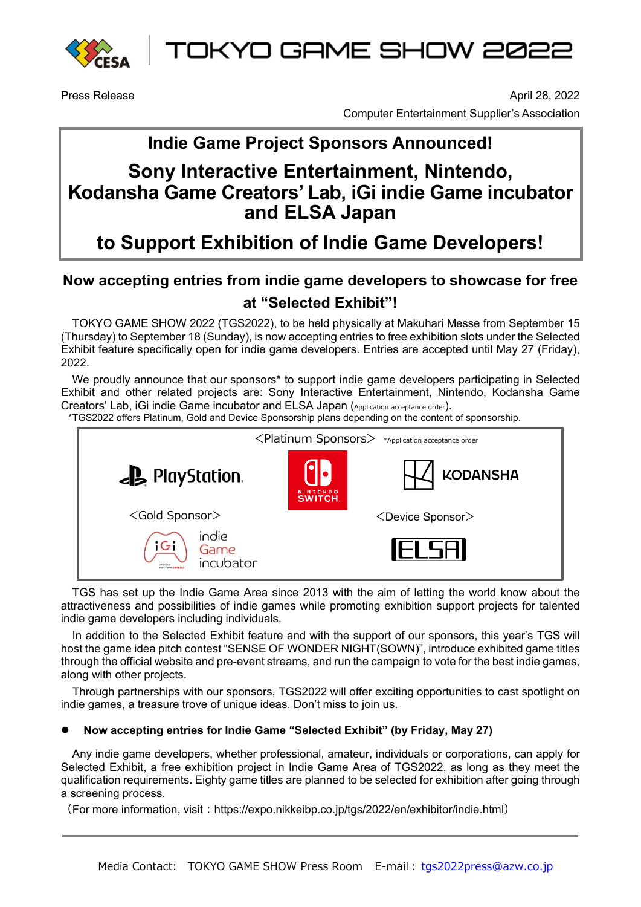TOKYO GAME SHOW 2022

Press Release

April 28, 2022

Computer Entertainment Supplier's Association

# Indie Game Project Sponsors Announced!

# Sony Interactive Entertainment, Nintendo, Kodansha Game Creators' Lab, iGi indie Game incubator and ELSA Japan

# to Support Exhibition of Indie Game Developers!

## Now accepting entries from indie game developers to showcase for free at "Selected Exhibit"!

TOKYO GAME SHOW 2022 (TGS2022), to be held physically at Makuhari Messe from September 15 (Thursday) to September 18 (Sunday), is now accepting entries to free exhibition slots under the Selected Exhibit feature specifically open for indie game developers. Entries are accepted until May 27 (Friday), 2022.

We proudly announce that our sponsors* to support indie game developers participating in Selected Exhibit and other related projects are: Sony Interactive Entertainment, Nintendo, Kodansha Game Creators' Lab, iGi indie Game incubator and ELSA Japan (Application acceptance order).

*TGS2022 offers Platinum, Gold and Device Sponsorship plans depending on the content of sponsorship.

＜Platinum Sponsors＞ *Application acceptance order

PlayStation / NINTENDO SWITCH / KODANSHA

＜Gold Sponsor＞

iGi indie Game incubator

＜Device Sponsor＞

ELSA

TGS has set up the Indie Game Area since 2013 with the aim of letting the world know about the attractiveness and possibilities of indie games while promoting exhibition support projects for talented indie game developers including individuals.

In addition to the Selected Exhibit feature and with the support of our sponsors, this year's TGS will host the game idea pitch contest "SENSE OF WONDER NIGHT(SOWN)", introduce exhibited game titles through the official website and pre-event streams, and run the campaign to vote for the best indie games, along with other projects.

Through partnerships with our sponsors, TGS2022 will offer exciting opportunities to cast spotlight on indie games, a treasure trove of unique ideas. Don't miss to join us.

- **Now accepting entries for Indie Game "Selected Exhibit" (by Friday, May 27)**

Any indie game developers, whether professional, amateur, individuals or corporations, can apply for Selected Exhibit, a free exhibition project in Indie Game Area of TGS2022, as long as they meet the qualification requirements. Eighty game titles are planned to be selected for exhibition after going through a screening process.

（For more information, visit：https://expo.nikkeibp.co.jp/tgs/2022/en/exhibitor/indie.html）

Media Contact: TOKYO GAME SHOW Press Room E-mail：tgs2022press@azw.co.jp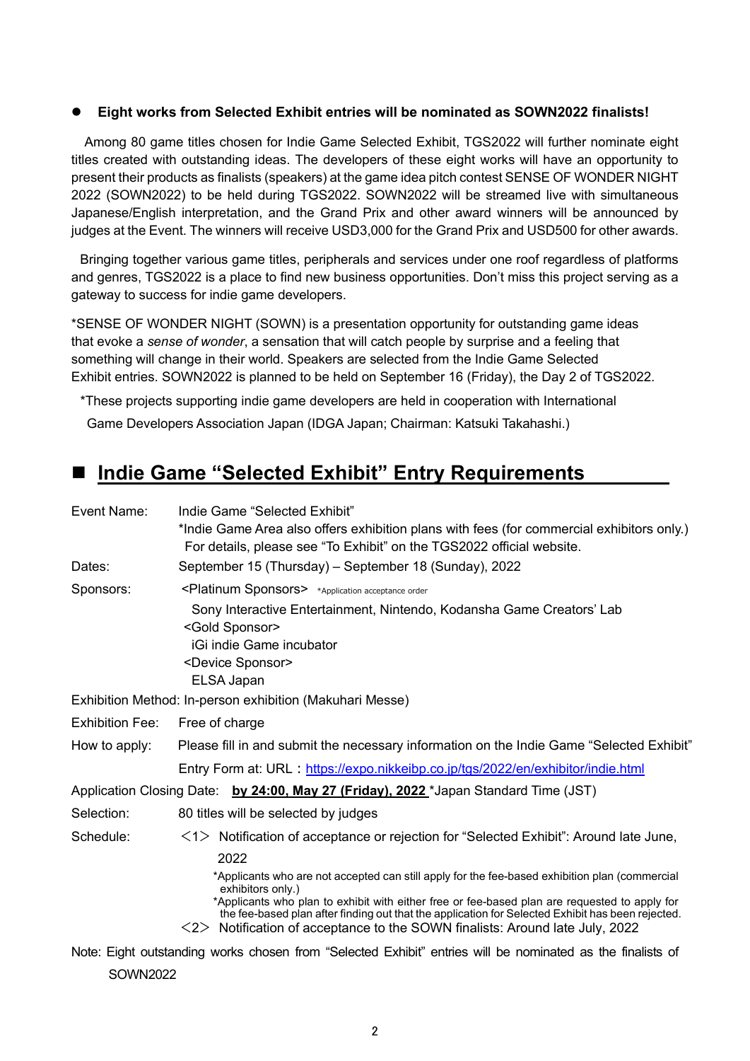- **Eight works from Selected Exhibit entries will be nominated as SOWN2022 finalists!**

Among 80 game titles chosen for Indie Game Selected Exhibit, TGS2022 will further nominate eight titles created with outstanding ideas. The developers of these eight works will have an opportunity to present their products as finalists (speakers) at the game idea pitch contest SENSE OF WONDER NIGHT 2022 (SOWN2022) to be held during TGS2022. SOWN2022 will be streamed live with simultaneous Japanese/English interpretation, and the Grand Prix and other award winners will be announced by judges at the Event. The winners will receive USD3,000 for the Grand Prix and USD500 for other awards.

Bringing together various game titles, peripherals and services under one roof regardless of platforms and genres, TGS2022 is a place to find new business opportunities. Don't miss this project serving as a gateway to success for indie game developers.

*SENSE OF WONDER NIGHT (SOWN) is a presentation opportunity for outstanding game ideas that evoke a *sense of wonder*, a sensation that will catch people by surprise and a feeling that something will change in their world. Speakers are selected from the Indie Game Selected Exhibit entries. SOWN2022 is planned to be held on September 16 (Friday), the Day 2 of TGS2022.

*These projects supporting indie game developers are held in cooperation with International Game Developers Association Japan (IDGA Japan; Chairman: Katsuki Takahashi.)

## ■ Indie Game "Selected Exhibit" Entry Requirements

**Event Name:** Indie Game "Selected Exhibit"
*Indie Game Area also offers exhibition plans with fees (for commercial exhibitors only.) For details, please see "To Exhibit" on the TGS2022 official website.

**Dates:** September 15 (Thursday) – September 18 (Sunday), 2022

**Sponsors:** <Platinum Sponsors> *Application acceptance order
Sony Interactive Entertainment, Nintendo, Kodansha Game Creators' Lab
<Gold Sponsor>
iGi indie Game incubator
<Device Sponsor>
ELSA Japan

**Exhibition Method:** In-person exhibition (Makuhari Messe)

**Exhibition Fee:** Free of charge

**How to apply:** Please fill in and submit the necessary information on the Indie Game "Selected Exhibit" Entry Form at: URL：https://expo.nikkeibp.co.jp/tgs/2022/en/exhibitor/indie.html

**Application Closing Date:** **by 24:00, May 27 (Friday), 2022** *Japan Standard Time (JST)

**Selection:** 80 titles will be selected by judges

**Schedule:**
<1> Notification of acceptance or rejection for "Selected Exhibit": Around late June, 2022
*Applicants who are not accepted can still apply for the fee-based exhibition plan (commercial exhibitors only.)
*Applicants who plan to exhibit with either free or fee-based plan are requested to apply for the fee-based plan after finding out that the application for Selected Exhibit has been rejected.
<2> Notification of acceptance to the SOWN finalists: Around late July, 2022

Note: Eight outstanding works chosen from "Selected Exhibit" entries will be nominated as the finalists of SOWN2022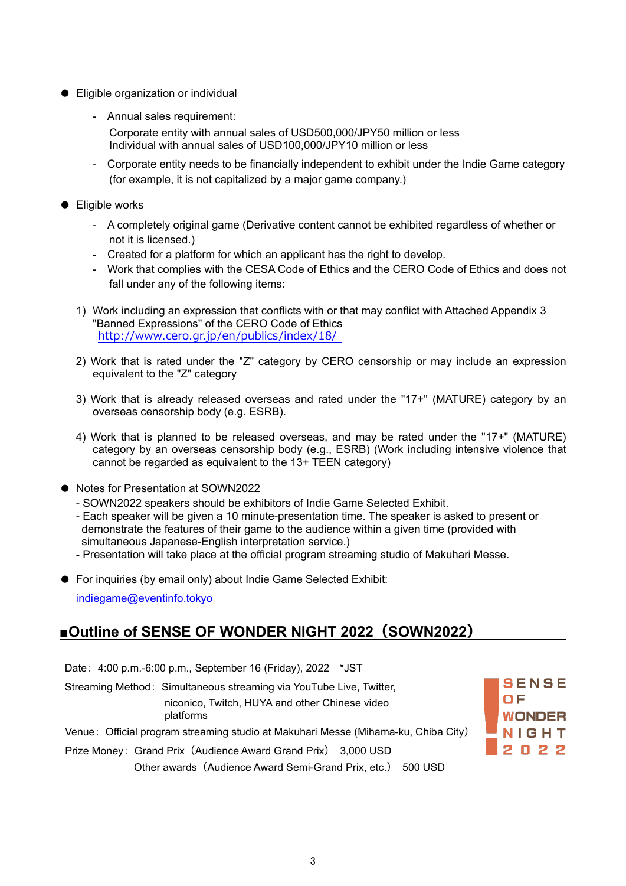- Eligible organization or individual
  - Annual sales requirement:
    Corporate entity with annual sales of USD500,000/JPY50 million or less
    Individual with annual sales of USD100,000/JPY10 million or less
  - Corporate entity needs to be financially independent to exhibit under the Indie Game category (for example, it is not capitalized by a major game company.)

- Eligible works
  - A completely original game (Derivative content cannot be exhibited regardless of whether or not it is licensed.)
  - Created for a platform for which an applicant has the right to develop.
  - Work that complies with the CESA Code of Ethics and the CERO Code of Ethics and does not fall under any of the following items:

1) Work including an expression that conflicts with or that may conflict with Attached Appendix 3 "Banned Expressions" of the CERO Code of Ethics
   http://www.cero.gr.jp/en/publics/index/18/

2) Work that is rated under the "Z" category by CERO censorship or may include an expression equivalent to the "Z" category

3) Work that is already released overseas and rated under the "17+" (MATURE) category by an overseas censorship body (e.g. ESRB).

4) Work that is planned to be released overseas, and may be rated under the "17+" (MATURE) category by an overseas censorship body (e.g., ESRB) (Work including intensive violence that cannot be regarded as equivalent to the 13+ TEEN category)

- Notes for Presentation at SOWN2022
  - SOWN2022 speakers should be exhibitors of Indie Game Selected Exhibit.
  - Each speaker will be given a 10 minute-presentation time. The speaker is asked to present or demonstrate the features of their game to the audience within a given time (provided with simultaneous Japanese-English interpretation service.)
  - Presentation will take place at the official program streaming studio of Makuhari Messe.

- For inquiries (by email only) about Indie Game Selected Exhibit:
  indiegame@eventinfo.tokyo

## ■Outline of SENSE OF WONDER NIGHT 2022（SOWN2022）

Date：4:00 p.m.-6:00 p.m., September 16 (Friday), 2022 *JST

Streaming Method：Simultaneous streaming via YouTube Live, Twitter, niconico, Twitch, HUYA and other Chinese video platforms

Venue：Official program streaming studio at Makuhari Messe (Mihama-ku, Chiba City)

Prize Money：Grand Prix（Audience Award Grand Prix） 3,000 USD
Other awards（Audience Award Semi-Grand Prix, etc.） 500 USD

SENSE OF WONDER NIGHT 2022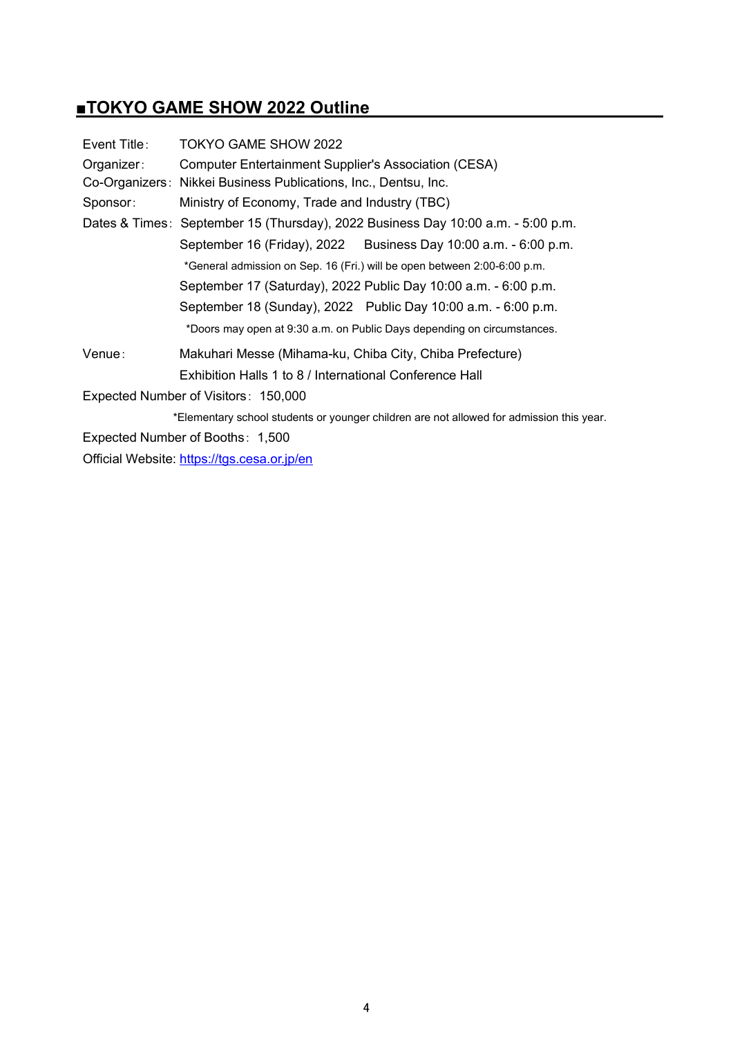## ■TOKYO GAME SHOW 2022 Outline

Event Title: TOKYO GAME SHOW 2022

Organizer: Computer Entertainment Supplier's Association (CESA)

Co-Organizers: Nikkei Business Publications, Inc., Dentsu, Inc.

Sponsor: Ministry of Economy, Trade and Industry (TBC)

Dates & Times: September 15 (Thursday), 2022 Business Day 10:00 a.m. - 5:00 p.m.

September 16 (Friday), 2022 Business Day 10:00 a.m. - 6:00 p.m.

*General admission on Sep. 16 (Fri.) will be open between 2:00-6:00 p.m.

September 17 (Saturday), 2022 Public Day 10:00 a.m. - 6:00 p.m.

September 18 (Sunday), 2022 Public Day 10:00 a.m. - 6:00 p.m.

*Doors may open at 9:30 a.m. on Public Days depending on circumstances.

Venue: Makuhari Messe (Mihama-ku, Chiba City, Chiba Prefecture)

Exhibition Halls 1 to 8 / International Conference Hall

Expected Number of Visitors: 150,000

*Elementary school students or younger children are not allowed for admission this year.

Expected Number of Booths: 1,500

Official Website: https://tgs.cesa.or.jp/en